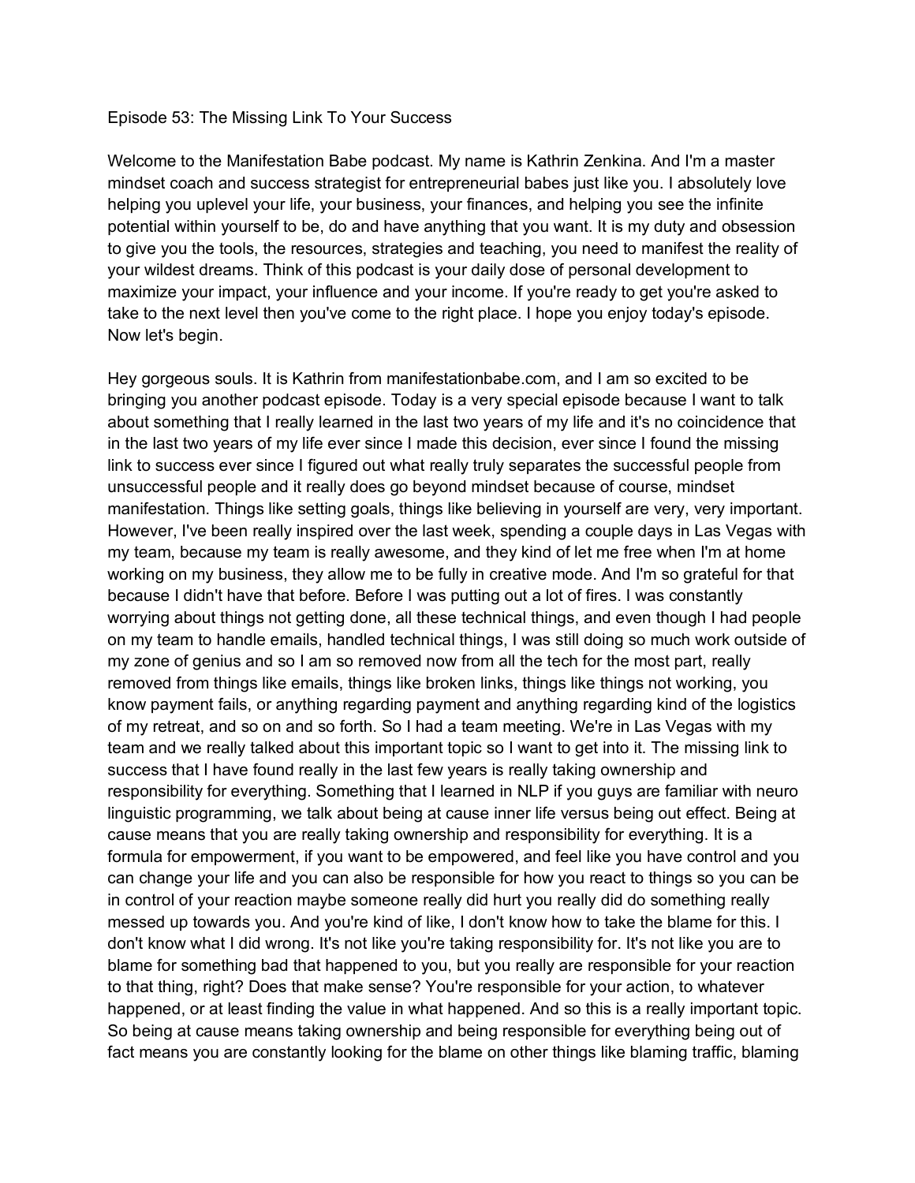# Episode 53: The Missing Link To Your Success

Welcome to the Manifestation Babe podcast. My name is Kathrin Zenkina. And I'm a master mindset coach and success strategist for entrepreneurial babes just like you. I absolutely love helping you uplevel your life, your business, your finances, and helping you see the infinite potential within yourself to be, do and have anything that you want. It is my duty and obsession to give you the tools, the resources, strategies and teaching, you need to manifest the reality of your wildest dreams. Think of this podcast is your daily dose of personal development to maximize your impact, your influence and your income. If you're ready to get you're asked to take to the next level then you've come to the right place. I hope you enjoy today's episode. Now let's begin.

Hey gorgeous souls. It is Kathrin from manifestationbabe.com, and I am so excited to be bringing you another podcast episode. Today is a very special episode because I want to talk about something that I really learned in the last two years of my life and it's no coincidence that in the last two years of my life ever since I made this decision, ever since I found the missing link to success ever since I figured out what really truly separates the successful people from unsuccessful people and it really does go beyond mindset because of course, mindset manifestation. Things like setting goals, things like believing in yourself are very, very important. However, I've been really inspired over the last week, spending a couple days in Las Vegas with my team, because my team is really awesome, and they kind of let me free when I'm at home working on my business, they allow me to be fully in creative mode. And I'm so grateful for that because I didn't have that before. Before I was putting out a lot of fires. I was constantly worrying about things not getting done, all these technical things, and even though I had people on my team to handle emails, handled technical things, I was still doing so much work outside of my zone of genius and so I am so removed now from all the tech for the most part, really removed from things like emails, things like broken links, things like things not working, you know payment fails, or anything regarding payment and anything regarding kind of the logistics of my retreat, and so on and so forth. So I had a team meeting. We're in Las Vegas with my team and we really talked about this important topic so I want to get into it. The missing link to success that I have found really in the last few years is really taking ownership and responsibility for everything. Something that I learned in NLP if you guys are familiar with neuro linguistic programming, we talk about being at cause inner life versus being out effect. Being at cause means that you are really taking ownership and responsibility for everything. It is a formula for empowerment, if you want to be empowered, and feel like you have control and you can change your life and you can also be responsible for how you react to things so you can be in control of your reaction maybe someone really did hurt you really did do something really messed up towards you. And you're kind of like, I don't know how to take the blame for this. I don't know what I did wrong. It's not like you're taking responsibility for. It's not like you are to blame for something bad that happened to you, but you really are responsible for your reaction to that thing, right? Does that make sense? You're responsible for your action, to whatever happened, or at least finding the value in what happened. And so this is a really important topic. So being at cause means taking ownership and being responsible for everything being out of fact means you are constantly looking for the blame on other things like blaming traffic, blaming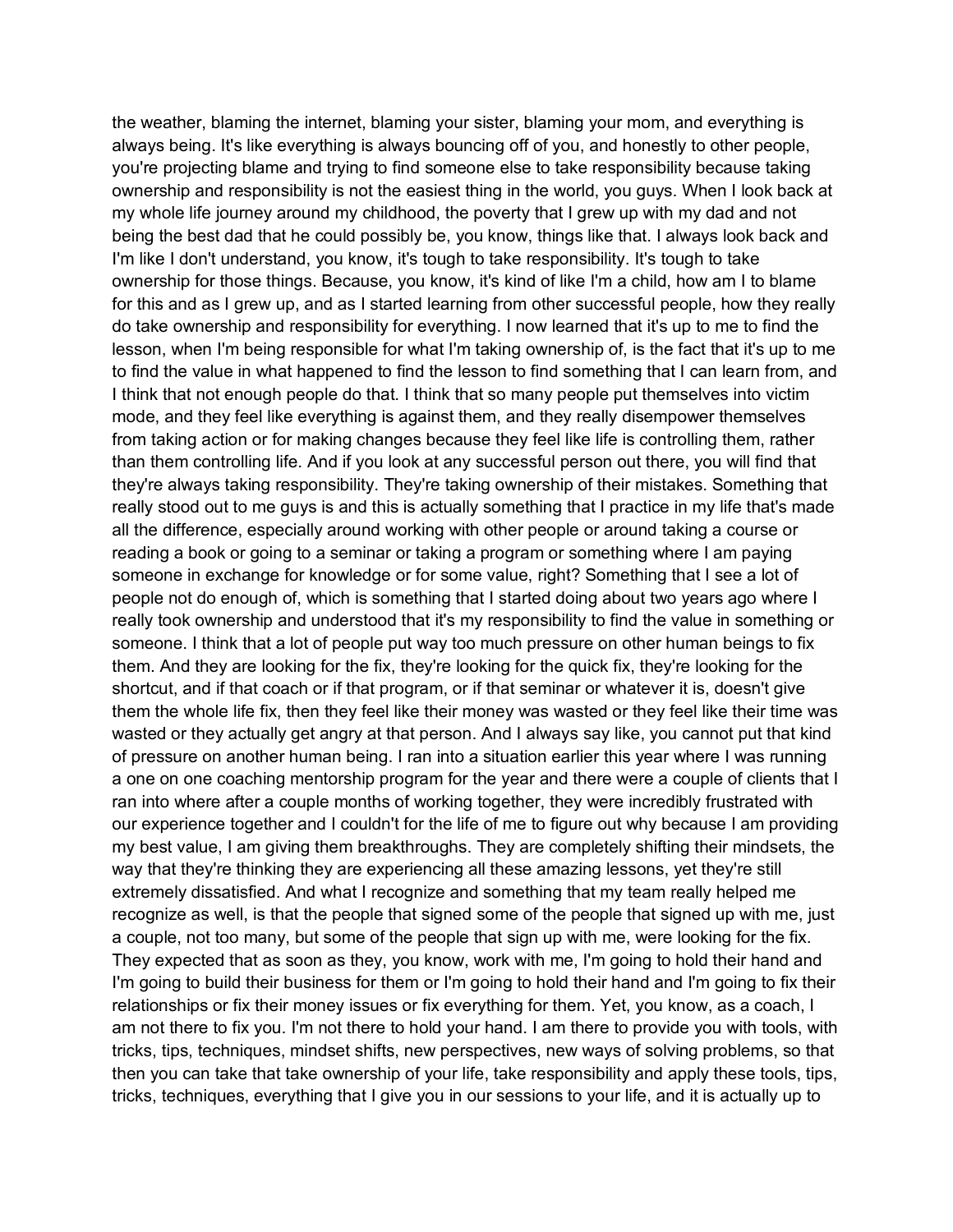the weather, blaming the internet, blaming your sister, blaming your mom, and everything is always being. It's like everything is always bouncing off of you, and honestly to other people, you're projecting blame and trying to find someone else to take responsibility because taking ownership and responsibility is not the easiest thing in the world, you guys. When I look back at my whole life journey around my childhood, the poverty that I grew up with my dad and not being the best dad that he could possibly be, you know, things like that. I always look back and I'm like I don't understand, you know, it's tough to take responsibility. It's tough to take ownership for those things. Because, you know, it's kind of like I'm a child, how am I to blame for this and as I grew up, and as I started learning from other successful people, how they really do take ownership and responsibility for everything. I now learned that it's up to me to find the lesson, when I'm being responsible for what I'm taking ownership of, is the fact that it's up to me to find the value in what happened to find the lesson to find something that I can learn from, and I think that not enough people do that. I think that so many people put themselves into victim mode, and they feel like everything is against them, and they really disempower themselves from taking action or for making changes because they feel like life is controlling them, rather than them controlling life. And if you look at any successful person out there, you will find that they're always taking responsibility. They're taking ownership of their mistakes. Something that really stood out to me guys is and this is actually something that I practice in my life that's made all the difference, especially around working with other people or around taking a course or reading a book or going to a seminar or taking a program or something where I am paying someone in exchange for knowledge or for some value, right? Something that I see a lot of people not do enough of, which is something that I started doing about two years ago where I really took ownership and understood that it's my responsibility to find the value in something or someone. I think that a lot of people put way too much pressure on other human beings to fix them. And they are looking for the fix, they're looking for the quick fix, they're looking for the shortcut, and if that coach or if that program, or if that seminar or whatever it is, doesn't give them the whole life fix, then they feel like their money was wasted or they feel like their time was wasted or they actually get angry at that person. And I always say like, you cannot put that kind of pressure on another human being. I ran into a situation earlier this year where I was running a one on one coaching mentorship program for the year and there were a couple of clients that I ran into where after a couple months of working together, they were incredibly frustrated with our experience together and I couldn't for the life of me to figure out why because I am providing my best value, I am giving them breakthroughs. They are completely shifting their mindsets, the way that they're thinking they are experiencing all these amazing lessons, yet they're still extremely dissatisfied. And what I recognize and something that my team really helped me recognize as well, is that the people that signed some of the people that signed up with me, just a couple, not too many, but some of the people that sign up with me, were looking for the fix. They expected that as soon as they, you know, work with me, I'm going to hold their hand and I'm going to build their business for them or I'm going to hold their hand and I'm going to fix their relationships or fix their money issues or fix everything for them. Yet, you know, as a coach, I am not there to fix you. I'm not there to hold your hand. I am there to provide you with tools, with tricks, tips, techniques, mindset shifts, new perspectives, new ways of solving problems, so that then you can take that take ownership of your life, take responsibility and apply these tools, tips, tricks, techniques, everything that I give you in our sessions to your life, and it is actually up to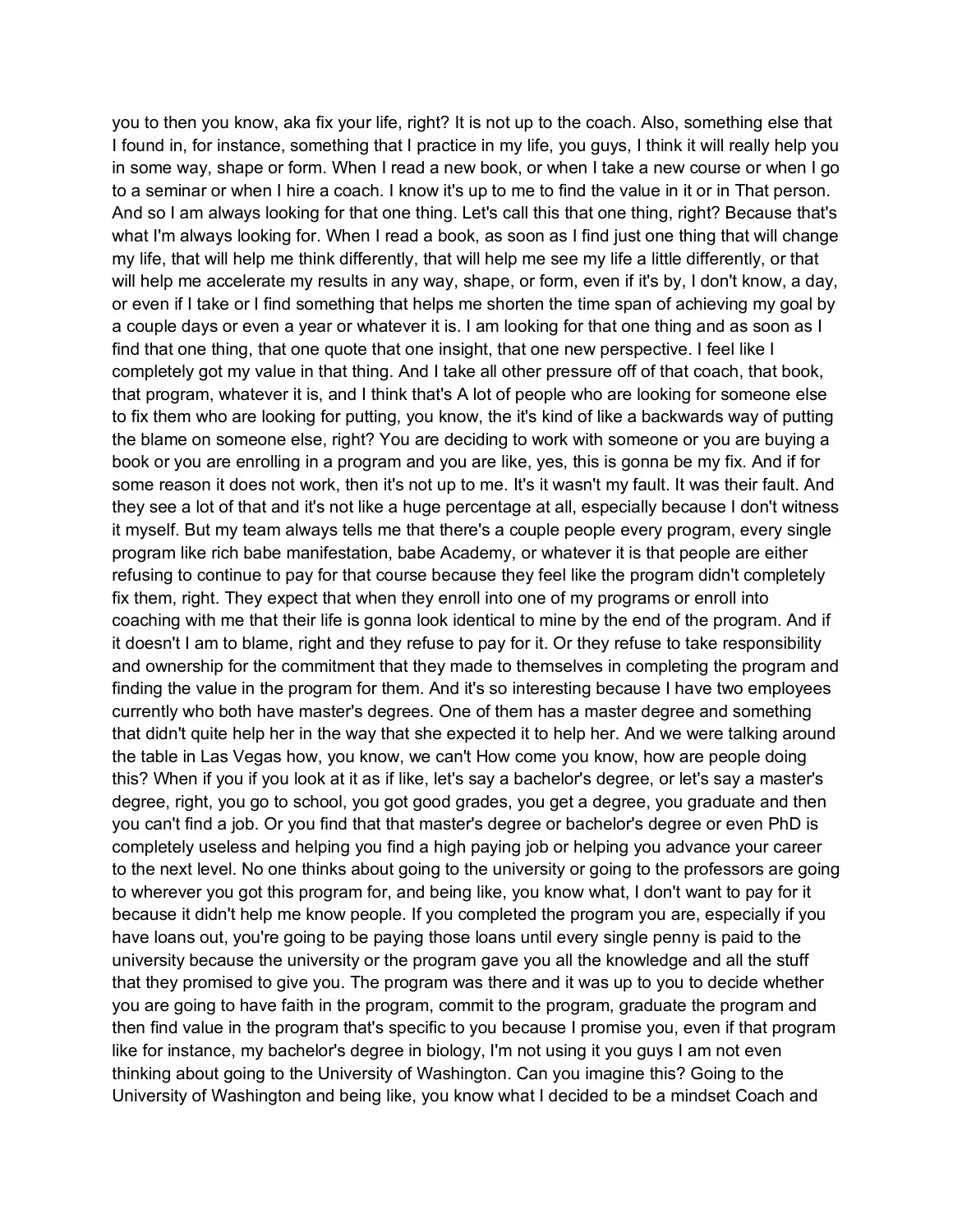you to then you know, aka fix your life, right? It is not up to the coach. Also, something else that I found in, for instance, something that I practice in my life, you guys, I think it will really help you in some way, shape or form. When I read a new book, or when I take a new course or when I go to a seminar or when I hire a coach. I know it's up to me to find the value in it or in That person. And so I am always looking for that one thing. Let's call this that one thing, right? Because that's what I'm always looking for. When I read a book, as soon as I find just one thing that will change my life, that will help me think differently, that will help me see my life a little differently, or that will help me accelerate my results in any way, shape, or form, even if it's by, I don't know, a day, or even if I take or I find something that helps me shorten the time span of achieving my goal by a couple days or even a year or whatever it is. I am looking for that one thing and as soon as I find that one thing, that one quote that one insight, that one new perspective. I feel like I completely got my value in that thing. And I take all other pressure off of that coach, that book, that program, whatever it is, and I think that's A lot of people who are looking for someone else to fix them who are looking for putting, you know, the it's kind of like a backwards way of putting the blame on someone else, right? You are deciding to work with someone or you are buying a book or you are enrolling in a program and you are like, yes, this is gonna be my fix. And if for some reason it does not work, then it's not up to me. It's it wasn't my fault. It was their fault. And they see a lot of that and it's not like a huge percentage at all, especially because I don't witness it myself. But my team always tells me that there's a couple people every program, every single program like rich babe manifestation, babe Academy, or whatever it is that people are either refusing to continue to pay for that course because they feel like the program didn't completely fix them, right. They expect that when they enroll into one of my programs or enroll into coaching with me that their life is gonna look identical to mine by the end of the program. And if it doesn't I am to blame, right and they refuse to pay for it. Or they refuse to take responsibility and ownership for the commitment that they made to themselves in completing the program and finding the value in the program for them. And it's so interesting because I have two employees currently who both have master's degrees. One of them has a master degree and something that didn't quite help her in the way that she expected it to help her. And we were talking around the table in Las Vegas how, you know, we can't How come you know, how are people doing this? When if you if you look at it as if like, let's say a bachelor's degree, or let's say a master's degree, right, you go to school, you got good grades, you get a degree, you graduate and then you can't find a job. Or you find that that master's degree or bachelor's degree or even PhD is completely useless and helping you find a high paying job or helping you advance your career to the next level. No one thinks about going to the university or going to the professors are going to wherever you got this program for, and being like, you know what, I don't want to pay for it because it didn't help me know people. If you completed the program you are, especially if you have loans out, you're going to be paying those loans until every single penny is paid to the university because the university or the program gave you all the knowledge and all the stuff that they promised to give you. The program was there and it was up to you to decide whether you are going to have faith in the program, commit to the program, graduate the program and then find value in the program that's specific to you because I promise you, even if that program like for instance, my bachelor's degree in biology, I'm not using it you guys I am not even thinking about going to the University of Washington. Can you imagine this? Going to the University of Washington and being like, you know what I decided to be a mindset Coach and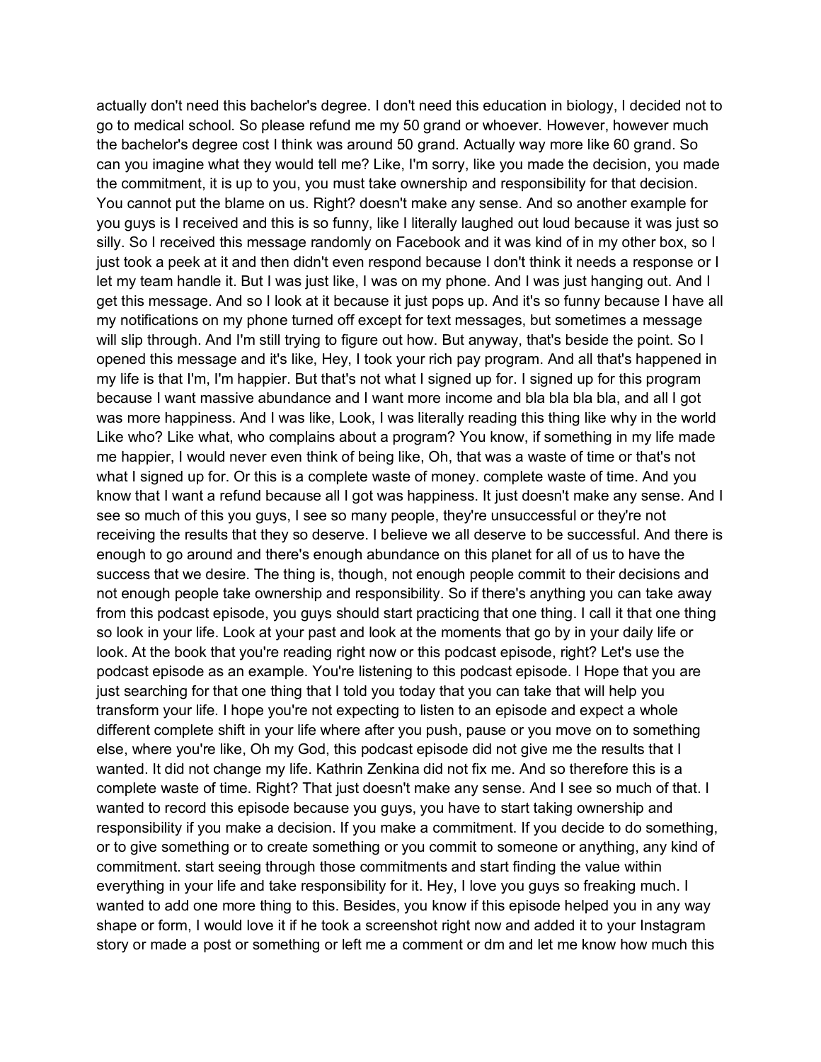actually don't need this bachelor's degree. I don't need this education in biology, I decided not to go to medical school. So please refund me my 50 grand or whoever. However, however much the bachelor's degree cost I think was around 50 grand. Actually way more like 60 grand. So can you imagine what they would tell me? Like, I'm sorry, like you made the decision, you made the commitment, it is up to you, you must take ownership and responsibility for that decision. You cannot put the blame on us. Right? doesn't make any sense. And so another example for you guys is I received and this is so funny, like I literally laughed out loud because it was just so silly. So I received this message randomly on Facebook and it was kind of in my other box, so I just took a peek at it and then didn't even respond because I don't think it needs a response or I let my team handle it. But I was just like, I was on my phone. And I was just hanging out. And I get this message. And so I look at it because it just pops up. And it's so funny because I have all my notifications on my phone turned off except for text messages, but sometimes a message will slip through. And I'm still trying to figure out how. But anyway, that's beside the point. So I opened this message and it's like, Hey, I took your rich pay program. And all that's happened in my life is that I'm, I'm happier. But that's not what I signed up for. I signed up for this program because I want massive abundance and I want more income and bla bla bla bla, and all I got was more happiness. And I was like, Look, I was literally reading this thing like why in the world Like who? Like what, who complains about a program? You know, if something in my life made me happier, I would never even think of being like, Oh, that was a waste of time or that's not what I signed up for. Or this is a complete waste of money. complete waste of time. And you know that I want a refund because all I got was happiness. It just doesn't make any sense. And I see so much of this you guys, I see so many people, they're unsuccessful or they're not receiving the results that they so deserve. I believe we all deserve to be successful. And there is enough to go around and there's enough abundance on this planet for all of us to have the success that we desire. The thing is, though, not enough people commit to their decisions and not enough people take ownership and responsibility. So if there's anything you can take away from this podcast episode, you guys should start practicing that one thing. I call it that one thing so look in your life. Look at your past and look at the moments that go by in your daily life or look. At the book that you're reading right now or this podcast episode, right? Let's use the podcast episode as an example. You're listening to this podcast episode. I Hope that you are just searching for that one thing that I told you today that you can take that will help you transform your life. I hope you're not expecting to listen to an episode and expect a whole different complete shift in your life where after you push, pause or you move on to something else, where you're like, Oh my God, this podcast episode did not give me the results that I wanted. It did not change my life. Kathrin Zenkina did not fix me. And so therefore this is a complete waste of time. Right? That just doesn't make any sense. And I see so much of that. I wanted to record this episode because you guys, you have to start taking ownership and responsibility if you make a decision. If you make a commitment. If you decide to do something, or to give something or to create something or you commit to someone or anything, any kind of commitment. start seeing through those commitments and start finding the value within everything in your life and take responsibility for it. Hey, I love you guys so freaking much. I wanted to add one more thing to this. Besides, you know if this episode helped you in any way shape or form, I would love it if he took a screenshot right now and added it to your Instagram story or made a post or something or left me a comment or dm and let me know how much this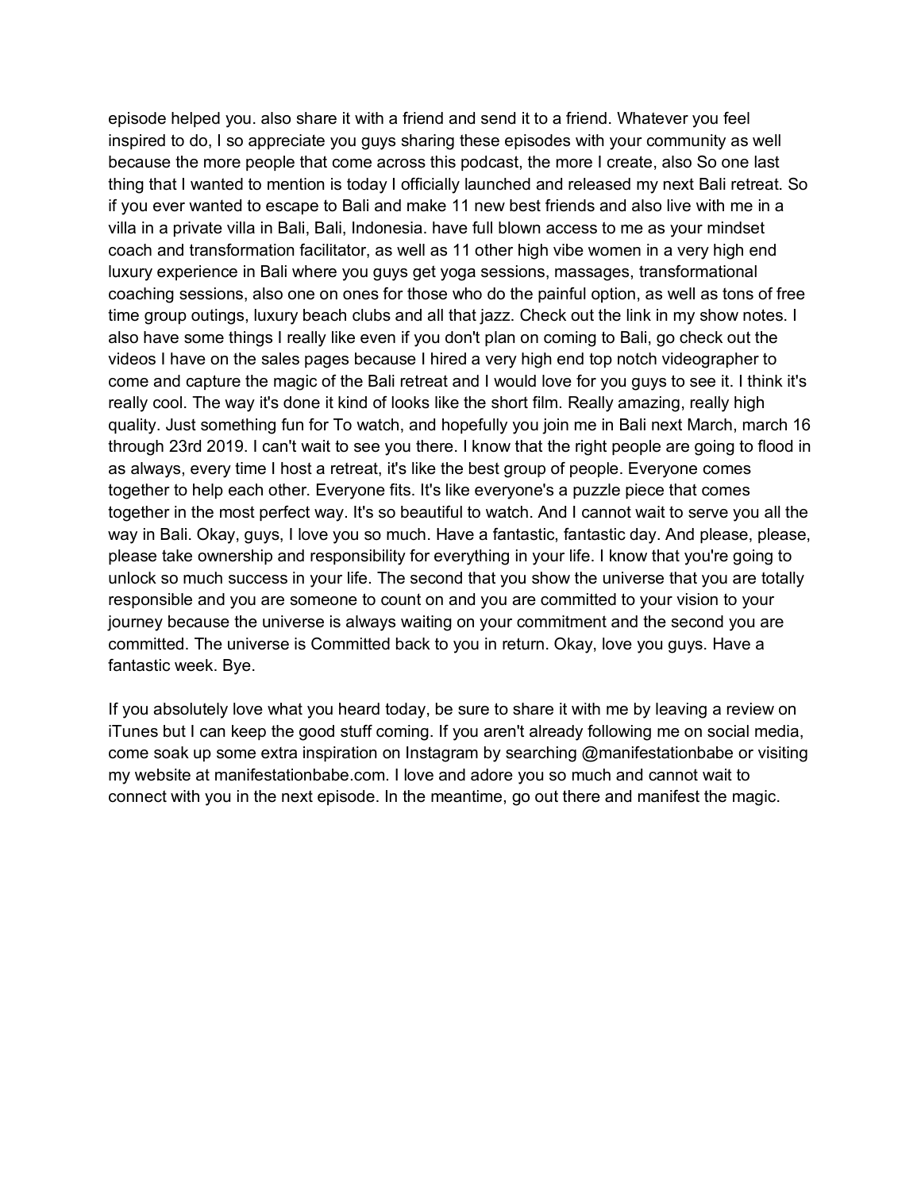episode helped you. also share it with a friend and send it to a friend. Whatever you feel inspired to do, I so appreciate you guys sharing these episodes with your community as well because the more people that come across this podcast, the more I create, also So one last thing that I wanted to mention is today I officially launched and released my next Bali retreat. So if you ever wanted to escape to Bali and make 11 new best friends and also live with me in a villa in a private villa in Bali, Bali, Indonesia. have full blown access to me as your mindset coach and transformation facilitator, as well as 11 other high vibe women in a very high end luxury experience in Bali where you guys get yoga sessions, massages, transformational coaching sessions, also one on ones for those who do the painful option, as well as tons of free time group outings, luxury beach clubs and all that jazz. Check out the link in my show notes. I also have some things I really like even if you don't plan on coming to Bali, go check out the videos I have on the sales pages because I hired a very high end top notch videographer to come and capture the magic of the Bali retreat and I would love for you guys to see it. I think it's really cool. The way it's done it kind of looks like the short film. Really amazing, really high quality. Just something fun for To watch, and hopefully you join me in Bali next March, march 16 through 23rd 2019. I can't wait to see you there. I know that the right people are going to flood in as always, every time I host a retreat, it's like the best group of people. Everyone comes together to help each other. Everyone fits. It's like everyone's a puzzle piece that comes together in the most perfect way. It's so beautiful to watch. And I cannot wait to serve you all the way in Bali. Okay, guys, I love you so much. Have a fantastic, fantastic day. And please, please, please take ownership and responsibility for everything in your life. I know that you're going to unlock so much success in your life. The second that you show the universe that you are totally responsible and you are someone to count on and you are committed to your vision to your journey because the universe is always waiting on your commitment and the second you are committed. The universe is Committed back to you in return. Okay, love you guys. Have a fantastic week. Bye.

If you absolutely love what you heard today, be sure to share it with me by leaving a review on iTunes but I can keep the good stuff coming. If you aren't already following me on social media, come soak up some extra inspiration on Instagram by searching @manifestationbabe or visiting my website at manifestationbabe.com. I love and adore you so much and cannot wait to connect with you in the next episode. In the meantime, go out there and manifest the magic.